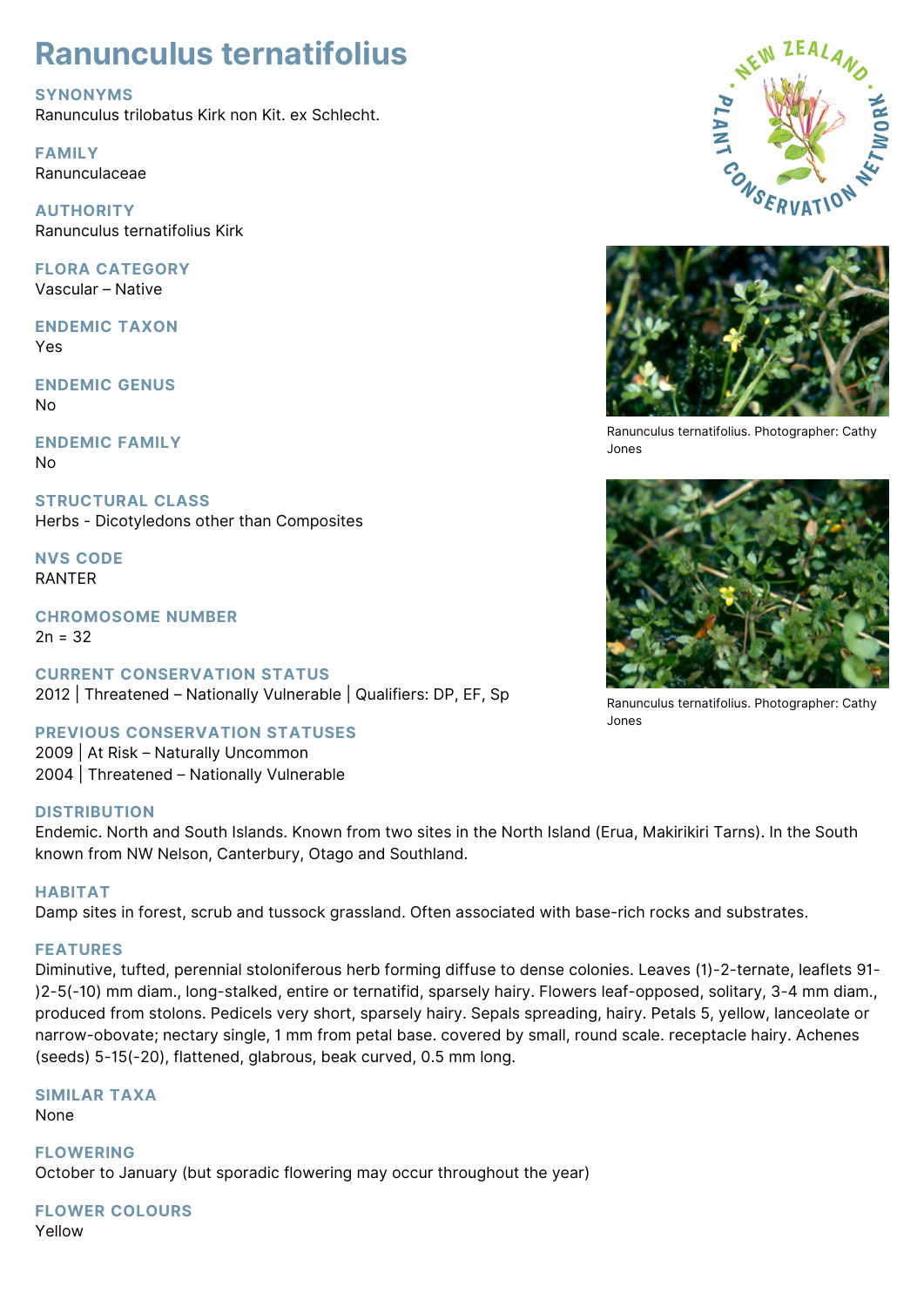# Ranunculus ternatifolius

**SYNONYMS**
Ranunculus trilobatus Kirk non Kit. ex Schlecht.

**FAMILY**
Ranunculaceae

**AUTHORITY**
Ranunculus ternatifolius Kirk

**FLORA CATEGORY**
Vascular – Native

**ENDEMIC TAXON**
Yes

**ENDEMIC GENUS**
No

**ENDEMIC FAMILY**
No

**STRUCTURAL CLASS**
Herbs - Dicotyledons other than Composites

**NVS CODE**
RANTER

**CHROMOSOME NUMBER**
2n = 32

**CURRENT CONSERVATION STATUS**
2012 | Threatened – Nationally Vulnerable | Qualifiers: DP, EF, Sp

**PREVIOUS CONSERVATION STATUSES**
2009 | At Risk – Naturally Uncommon
2004 | Threatened – Nationally Vulnerable

Ranunculus ternatifolius. Photographer: Cathy Jones

Ranunculus ternatifolius. Photographer: Cathy Jones

**DISTRIBUTION**
Endemic. North and South Islands. Known from two sites in the North Island (Erua, Makirikiri Tarns). In the South known from NW Nelson, Canterbury, Otago and Southland.

**HABITAT**
Damp sites in forest, scrub and tussock grassland. Often associated with base-rich rocks and substrates.

**FEATURES**
Diminutive, tufted, perennial stoloniferous herb forming diffuse to dense colonies. Leaves (1)-2-ternate, leaflets 91-)2-5(-10) mm diam., long-stalked, entire or ternatifid, sparsely hairy. Flowers leaf-opposed, solitary, 3-4 mm diam., produced from stolons. Pedicels very short, sparsely hairy. Sepals spreading, hairy. Petals 5, yellow, lanceolate or narrow-obovate; nectary single, 1 mm from petal base. covered by small, round scale. receptacle hairy. Achenes (seeds) 5-15(-20), flattened, glabrous, beak curved, 0.5 mm long.

**SIMILAR TAXA**
None

**FLOWERING**
October to January (but sporadic flowering may occur throughout the year)

**FLOWER COLOURS**
Yellow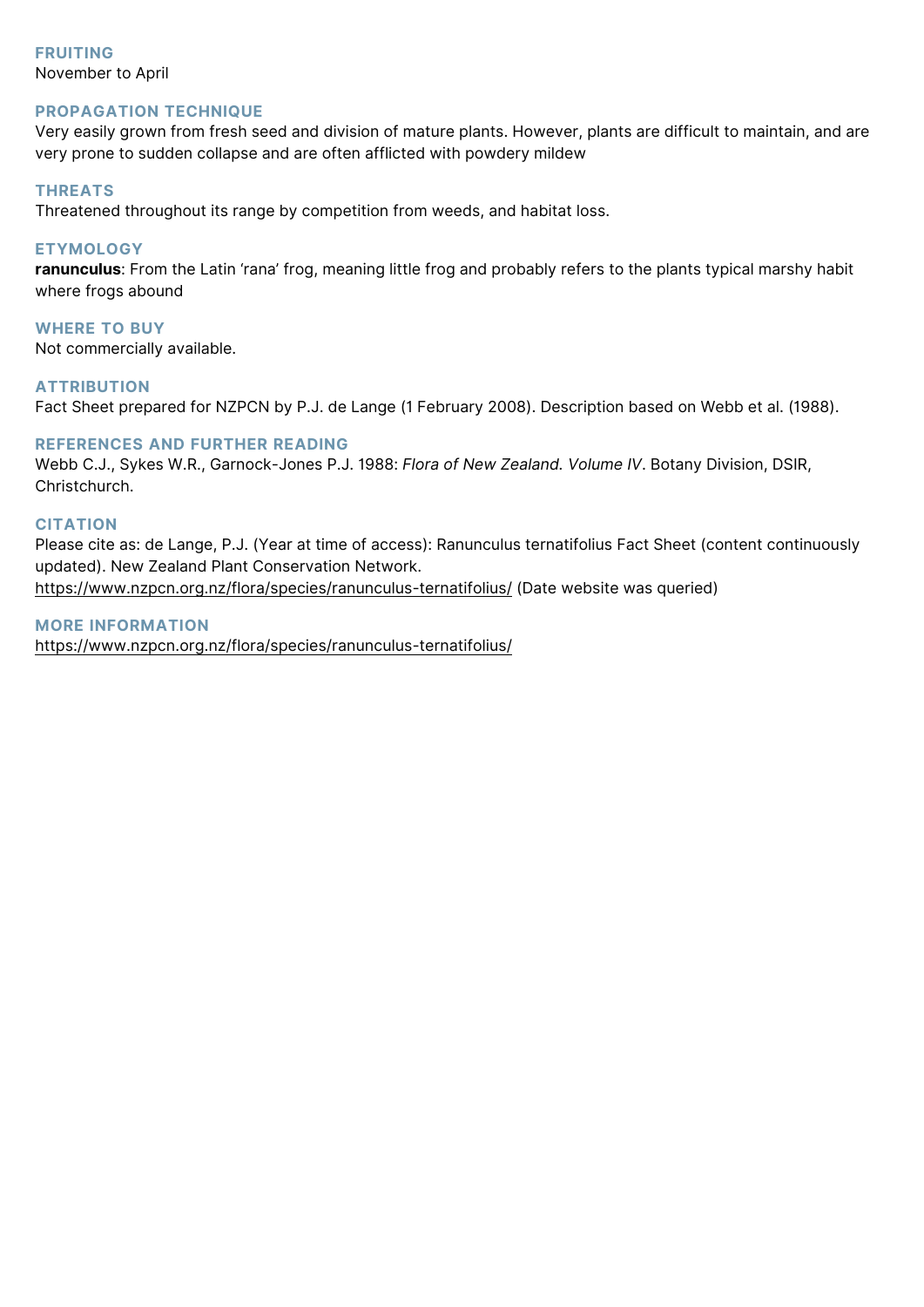## FRUITING

November to April

## PROPAGATION TECHNIQUE

Very easily grown from fresh seed and division of mature plants. However, plants are difficult to maintain, and are very prone to sudden collapse and are often afflicted with powdery mildew

## THREATS

Threatened throughout its range by competition from weeds, and habitat loss.

## ETYMOLOGY

**ranunculus**: From the Latin 'rana' frog, meaning little frog and probably refers to the plants typical marshy habit where frogs abound

## WHERE TO BUY

Not commercially available.

## ATTRIBUTION

Fact Sheet prepared for NZPCN by P.J. de Lange (1 February 2008). Description based on Webb et al. (1988).

## REFERENCES AND FURTHER READING

Webb C.J., Sykes W.R., Garnock-Jones P.J. 1988: *Flora of New Zealand. Volume IV*. Botany Division, DSIR, Christchurch.

## CITATION

Please cite as: de Lange, P.J. (Year at time of access): Ranunculus ternatifolius Fact Sheet (content continuously updated). New Zealand Plant Conservation Network. https://www.nzpcn.org.nz/flora/species/ranunculus-ternatifolius/ (Date website was queried)

## MORE INFORMATION

https://www.nzpcn.org.nz/flora/species/ranunculus-ternatifolius/